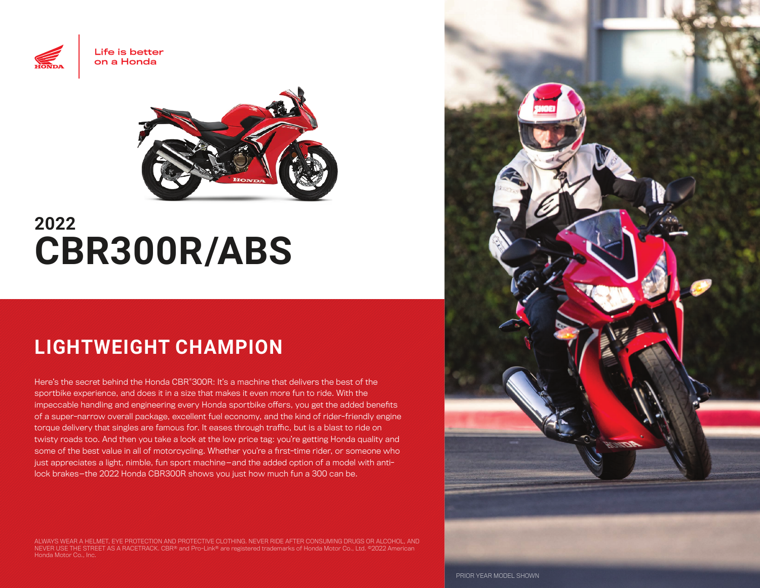Life is better
on a Honda

2022

# CBR300R/ABS

## LIGHTWEIGHT CHAMPION

Here's the secret behind the Honda CBR®300R: It's a machine that delivers the best of the sportbike experience, and does it in a size that makes it even more fun to ride. With the impeccable handling and engineering every Honda sportbike offers, you get the added benefits of a super-narrow overall package, excellent fuel economy, and the kind of rider-friendly engine torque delivery that singles are famous for. It eases through traffic, but is a blast to ride on twisty roads too. And then you take a look at the low price tag: you're getting Honda quality and some of the best value in all of motorcycling. Whether you're a first-time rider, or someone who just appreciates a light, nimble, fun sport machine—and the added option of a model with anti-lock brakes—the 2022 Honda CBR300R shows you just how much fun a 300 can be.

ALWAYS WEAR A HELMET, EYE PROTECTION AND PROTECTIVE CLOTHING. NEVER RIDE AFTER CONSUMING DRUGS OR ALCOHOL, AND NEVER USE THE STREET AS A RACETRACK. CBR® and Pro-Link® are registered trademarks of Honda Motor Co., Ltd. ©2022 American Honda Motor Co., Inc.

PRIOR YEAR MODEL SHOWN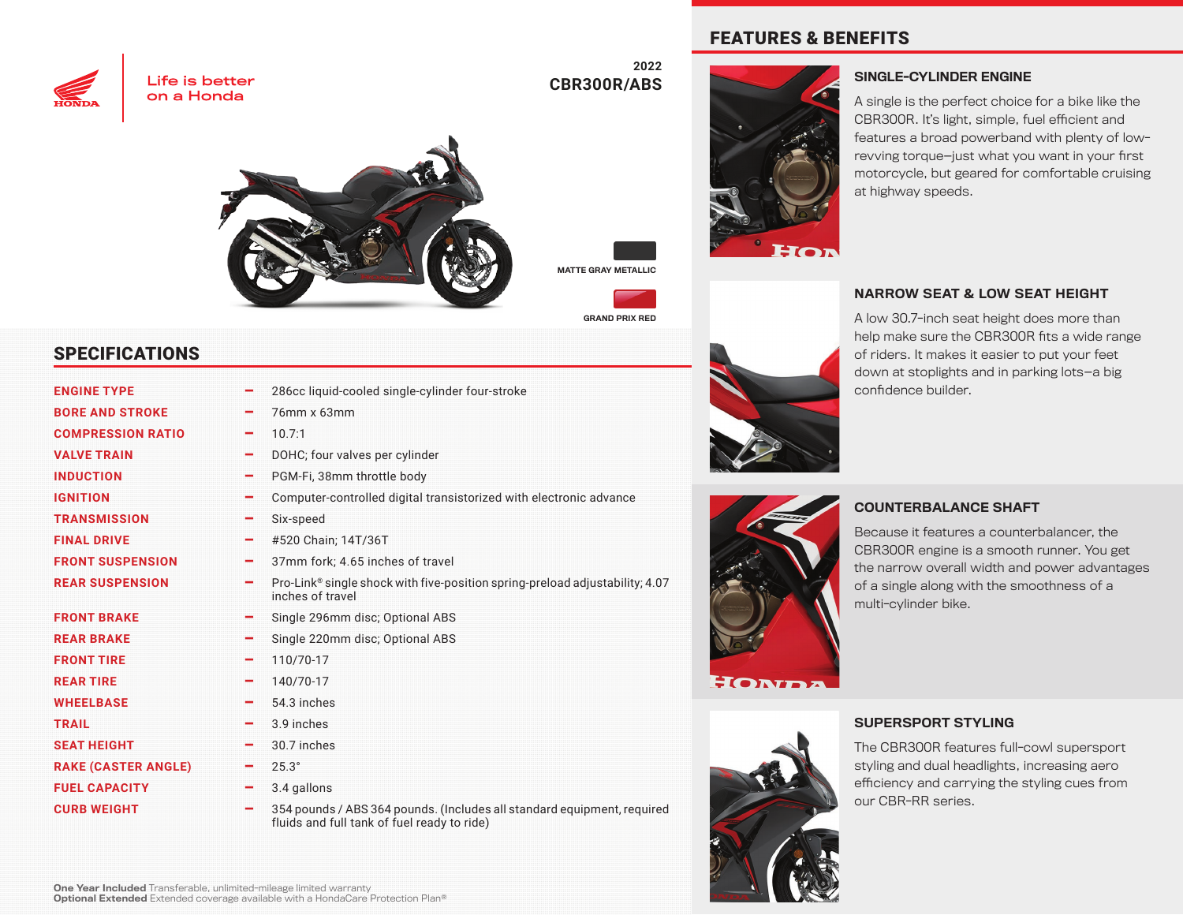Life is better on a Honda

2022
## CBR300R/ABS

MATTE GRAY METALLIC

GRAND PRIX RED

## SPECIFICATIONS

| | |
|---|---|
| ENGINE TYPE | 286cc liquid-cooled single-cylinder four-stroke |
| BORE AND STROKE | 76mm x 63mm |
| COMPRESSION RATIO | 10.7:1 |
| VALVE TRAIN | DOHC; four valves per cylinder |
| INDUCTION | PGM-Fi, 38mm throttle body |
| IGNITION | Computer-controlled digital transistorized with electronic advance |
| TRANSMISSION | Six-speed |
| FINAL DRIVE | #520 Chain; 14T/36T |
| FRONT SUSPENSION | 37mm fork; 4.65 inches of travel |
| REAR SUSPENSION | Pro-Link® single shock with five-position spring-preload adjustability; 4.07 inches of travel |
| FRONT BRAKE | Single 296mm disc; Optional ABS |
| REAR BRAKE | Single 220mm disc; Optional ABS |
| FRONT TIRE | 110/70-17 |
| REAR TIRE | 140/70-17 |
| WHEELBASE | 54.3 inches |
| TRAIL | 3.9 inches |
| SEAT HEIGHT | 30.7 inches |
| RAKE (CASTER ANGLE) | 25.3° |
| FUEL CAPACITY | 3.4 gallons |
| CURB WEIGHT | 354 pounds / ABS 364 pounds. (Includes all standard equipment, required fluids and full tank of fuel ready to ride) |

**One Year Included** Transferable, unlimited-mileage limited warranty
**Optional Extended** Extended coverage available with a HondaCare Protection Plan®

## FEATURES & BENEFITS

### SINGLE-CYLINDER ENGINE

A single is the perfect choice for a bike like the CBR300R. It's light, simple, fuel efficient and features a broad powerband with plenty of low-revving torque—just what you want in your first motorcycle, but geared for comfortable cruising at highway speeds.

### NARROW SEAT & LOW SEAT HEIGHT

A low 30.7-inch seat height does more than help make sure the CBR300R fits a wide range of riders. It makes it easier to put your feet down at stoplights and in parking lots—a big confidence builder.

### COUNTERBALANCE SHAFT

Because it features a counterbalancer, the CBR300R engine is a smooth runner. You get the narrow overall width and power advantages of a single along with the smoothness of a multi-cylinder bike.

### SUPERSPORT STYLING

The CBR300R features full-cowl supersport styling and dual headlights, increasing aero efficiency and carrying the styling cues from our CBR-RR series.